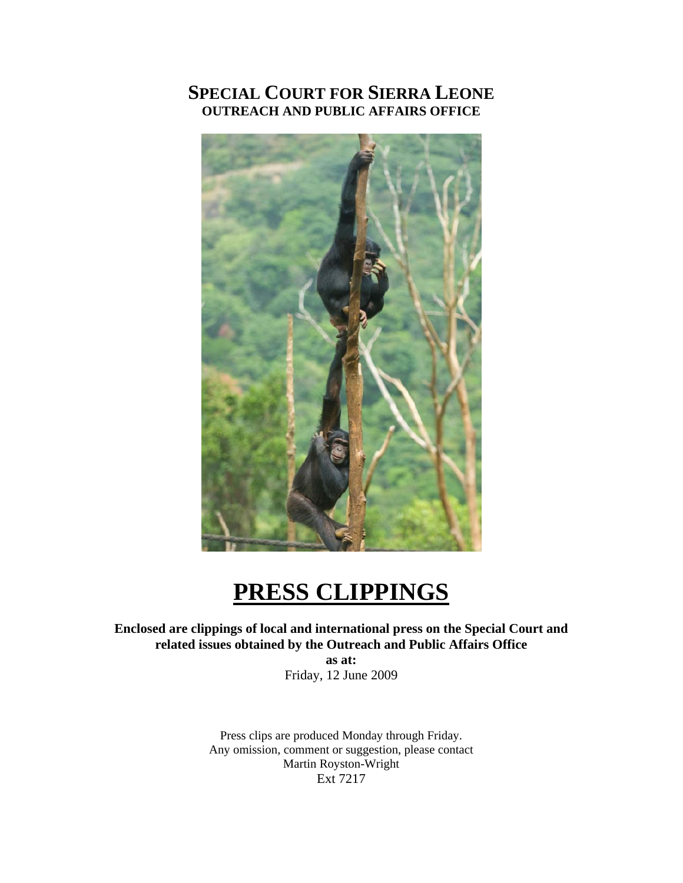# SPECIAL COURT FOR SIERRA LEONE
## OUTREACH AND PUBLIC AFFAIRS OFFICE

# PRESS CLIPPINGS

**Enclosed are clippings of local and international press on the Special Court and related issues obtained by the Outreach and Public Affairs Office**

**as at:**

Friday, 12 June 2009

Press clips are produced Monday through Friday.
Any omission, comment or suggestion, please contact
Martin Royston-Wright
Ext 7217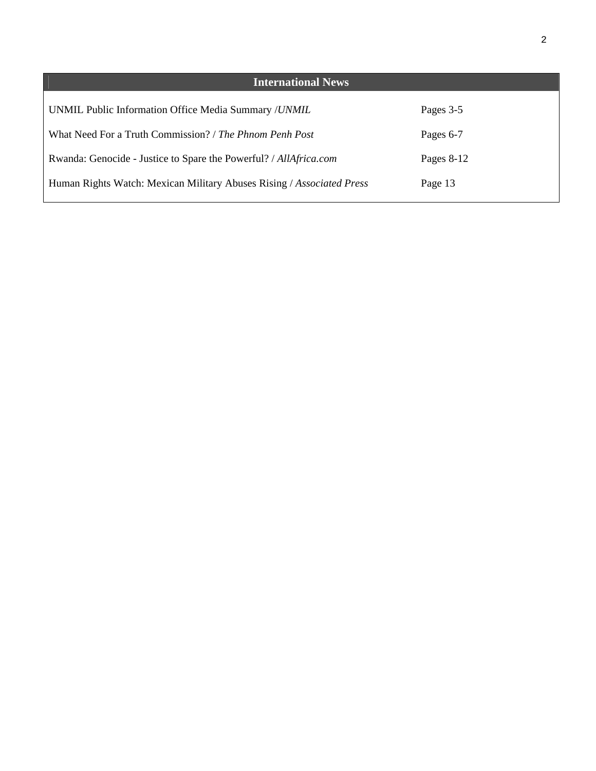## International News

| | |
|---|---|
| UNMIL Public Information Office Media Summary /*UNMIL* | Pages 3-5 |
| What Need For a Truth Commission? / *The Phnom Penh Post* | Pages 6-7 |
| Rwanda: Genocide - Justice to Spare the Powerful? / *AllAfrica.com* | Pages 8-12 |
| Human Rights Watch: Mexican Military Abuses Rising / *Associated Press* | Page 13 |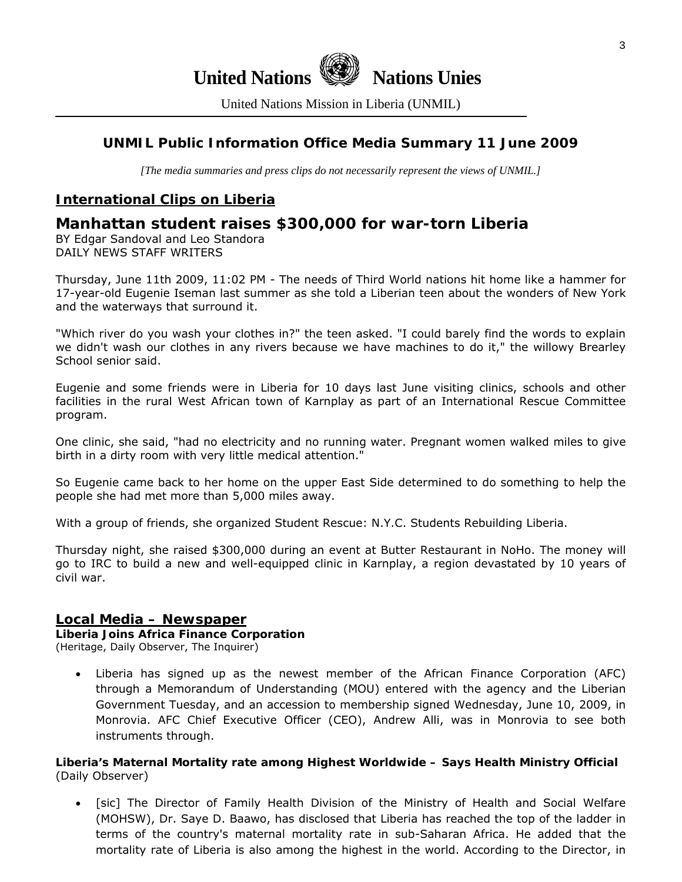**United Nations** **Nations Unies**

United Nations Mission in Liberia (UNMIL)

## UNMIL Public Information Office Media Summary 11 June 2009

*[The media summaries and press clips do not necessarily represent the views of UNMIL.]*

## International Clips on Liberia

# Manhattan student raises $300,000 for war-torn Liberia

BY Edgar Sandoval and Leo Standora
DAILY NEWS STAFF WRITERS

Thursday, June 11th 2009, 11:02 PM - The needs of Third World nations hit home like a hammer for 17-year-old Eugenie Iseman last summer as she told a Liberian teen about the wonders of New York and the waterways that surround it.

"Which river do you wash your clothes in?" the teen asked. "I could barely find the words to explain we didn't wash our clothes in any rivers because we have machines to do it," the willowy Brearley School senior said.

Eugenie and some friends were in Liberia for 10 days last June visiting clinics, schools and other facilities in the rural West African town of Karnplay as part of an International Rescue Committee program.

One clinic, she said, "had no electricity and no running water. Pregnant women walked miles to give birth in a dirty room with very little medical attention."

So Eugenie came back to her home on the upper East Side determined to do something to help the people she had met more than 5,000 miles away.

With a group of friends, she organized Student Rescue: N.Y.C. Students Rebuilding Liberia.

Thursday night, she raised $300,000 during an event at Butter Restaurant in NoHo. The money will go to IRC to build a new and well-equipped clinic in Karnplay, a region devastated by 10 years of civil war.

## Local Media – Newspaper

**Liberia Joins Africa Finance Corporation**
(Heritage, Daily Observer, The Inquirer)

- Liberia has signed up as the newest member of the African Finance Corporation (AFC) through a Memorandum of Understanding (MOU) entered with the agency and the Liberian Government Tuesday, and an accession to membership signed Wednesday, June 10, 2009, in Monrovia. AFC Chief Executive Officer (CEO), Andrew Alli, was in Monrovia to see both instruments through.

**Liberia's Maternal Mortality rate among Highest Worldwide – Says Health Ministry Official**
(Daily Observer)

- [sic] The Director of Family Health Division of the Ministry of Health and Social Welfare (MOHSW), Dr. Saye D. Baawo, has disclosed that Liberia has reached the top of the ladder in terms of the country's maternal mortality rate in sub-Saharan Africa. He added that the mortality rate of Liberia is also among the highest in the world. According to the Director, in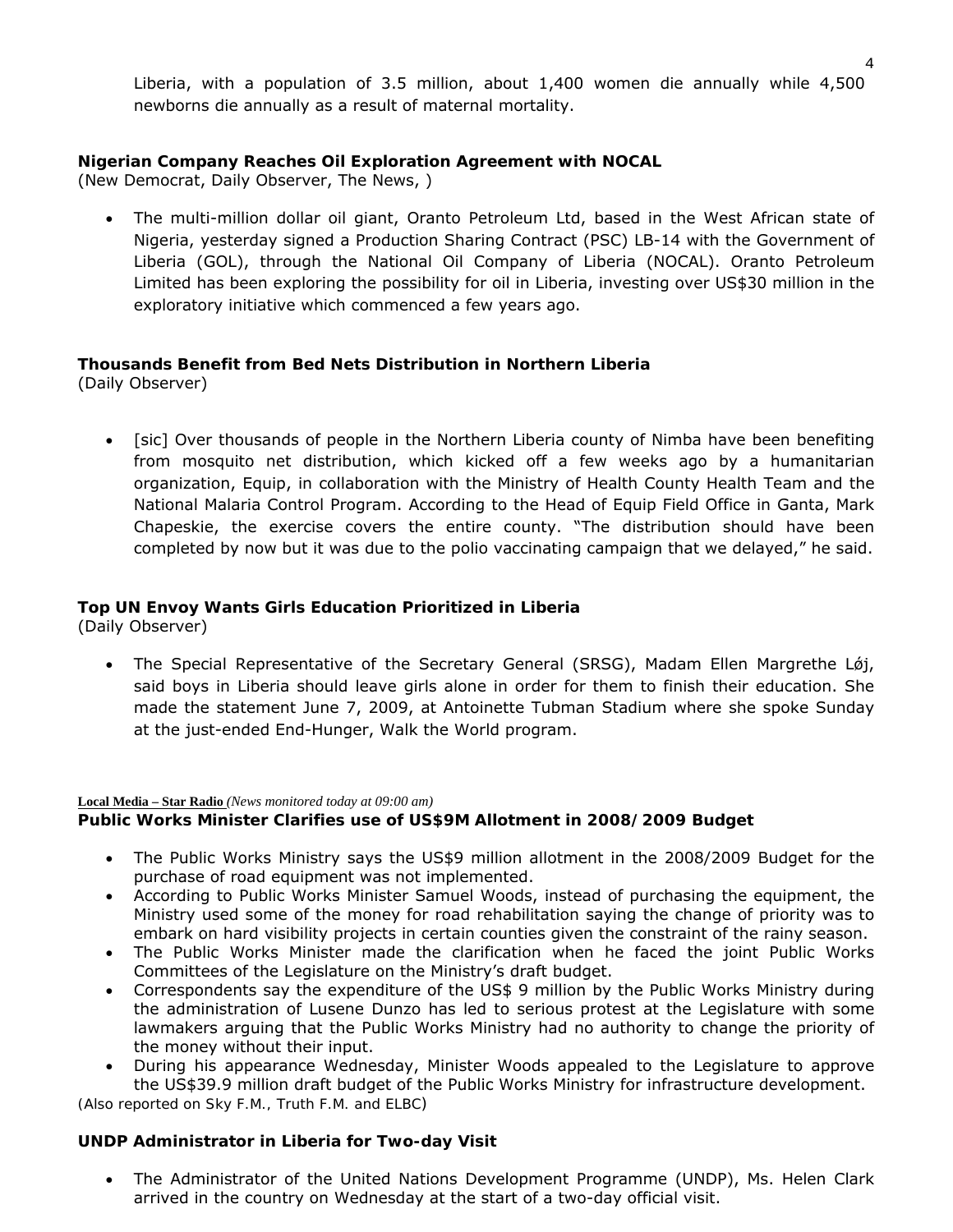Liberia, with a population of 3.5 million, about 1,400 women die annually while 4,500 newborns die annually as a result of maternal mortality.

**Nigerian Company Reaches Oil Exploration Agreement with NOCAL**
(New Democrat, Daily Observer, The News, )

- The multi-million dollar oil giant, Oranto Petroleum Ltd, based in the West African state of Nigeria, yesterday signed a Production Sharing Contract (PSC) LB-14 with the Government of Liberia (GOL), through the National Oil Company of Liberia (NOCAL). Oranto Petroleum Limited has been exploring the possibility for oil in Liberia, investing over US$30 million in the exploratory initiative which commenced a few years ago.

**Thousands Benefit from Bed Nets Distribution in Northern Liberia**
(Daily Observer)

- [sic] Over thousands of people in the Northern Liberia county of Nimba have been benefiting from mosquito net distribution, which kicked off a few weeks ago by a humanitarian organization, Equip, in collaboration with the Ministry of Health County Health Team and the National Malaria Control Program. According to the Head of Equip Field Office in Ganta, Mark Chapeskie, the exercise covers the entire county. "The distribution should have been completed by now but it was due to the polio vaccinating campaign that we delayed," he said.

**Top UN Envoy Wants Girls Education Prioritized in Liberia**
(Daily Observer)

- The Special Representative of the Secretary General (SRSG), Madam Ellen Margrethe Løj, said boys in Liberia should leave girls alone in order for them to finish their education. She made the statement June 7, 2009, at Antoinette Tubman Stadium where she spoke Sunday at the just-ended End-Hunger, Walk the World program.

**Local Media – Star Radio** *(News monitored today at 09:00 am)*

**Public Works Minister Clarifies use of US$9M Allotment in 2008/2009 Budget**

- The Public Works Ministry says the US$9 million allotment in the 2008/2009 Budget for the purchase of road equipment was not implemented.
- According to Public Works Minister Samuel Woods, instead of purchasing the equipment, the Ministry used some of the money for road rehabilitation saying the change of priority was to embark on hard visibility projects in certain counties given the constraint of the rainy season.
- The Public Works Minister made the clarification when he faced the joint Public Works Committees of the Legislature on the Ministry's draft budget.
- Correspondents say the expenditure of the US$ 9 million by the Public Works Ministry during the administration of Lusene Dunzo has led to serious protest at the Legislature with some lawmakers arguing that the Public Works Ministry had no authority to change the priority of the money without their input.
- During his appearance Wednesday, Minister Woods appealed to the Legislature to approve the US$39.9 million draft budget of the Public Works Ministry for infrastructure development.

(Also reported on Sky F.M., Truth F.M. and ELBC)

**UNDP Administrator in Liberia for Two-day Visit**

- The Administrator of the United Nations Development Programme (UNDP), Ms. Helen Clark arrived in the country on Wednesday at the start of a two-day official visit.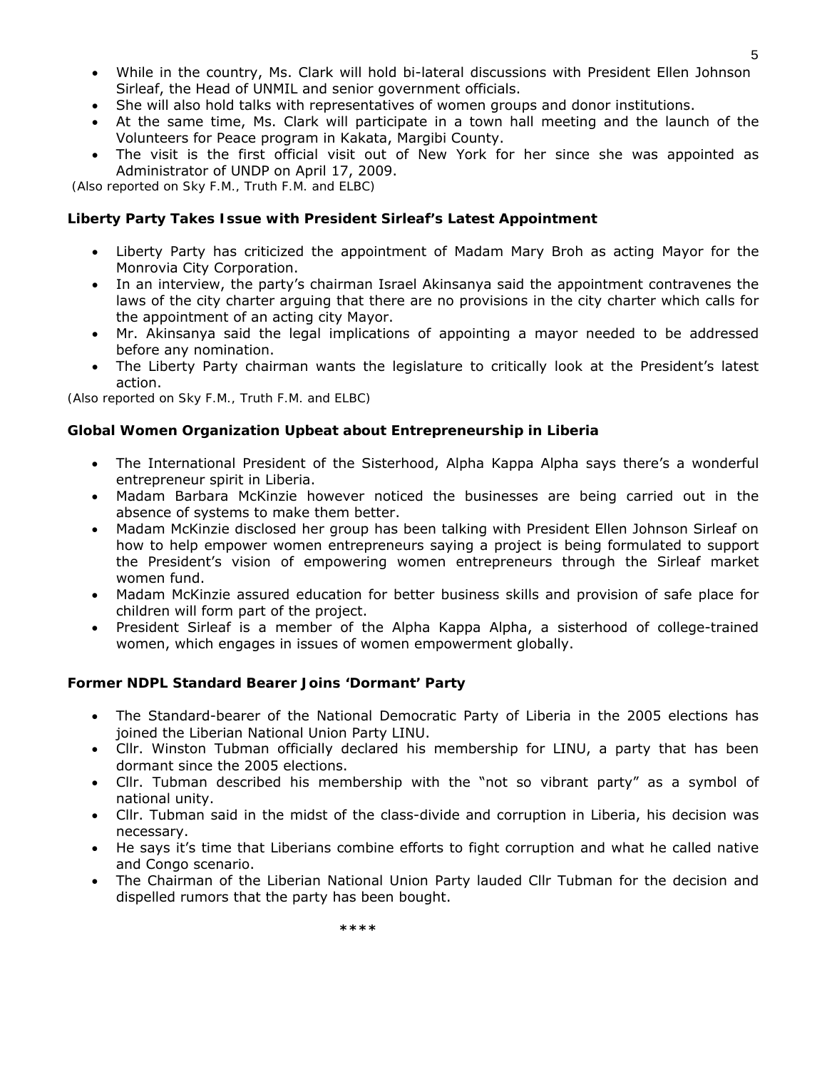- While in the country, Ms. Clark will hold bi-lateral discussions with President Ellen Johnson Sirleaf, the Head of UNMIL and senior government officials.
- She will also hold talks with representatives of women groups and donor institutions.
- At the same time, Ms. Clark will participate in a town hall meeting and the launch of the Volunteers for Peace program in Kakata, Margibi County.
- The visit is the first official visit out of New York for her since she was appointed as Administrator of UNDP on April 17, 2009.

*(Also reported on Sky F.M., Truth F.M. and ELBC)*

**Liberty Party Takes Issue with President Sirleaf's Latest Appointment**

- Liberty Party has criticized the appointment of Madam Mary Broh as acting Mayor for the Monrovia City Corporation.
- In an interview, the party's chairman Israel Akinsanya said the appointment contravenes the laws of the city charter arguing that there are no provisions in the city charter which calls for the appointment of an acting city Mayor.
- Mr. Akinsanya said the legal implications of appointing a mayor needed to be addressed before any nomination.
- The Liberty Party chairman wants the legislature to critically look at the President's latest action.

*(Also reported on Sky F.M., Truth F.M. and ELBC)*

**Global Women Organization Upbeat about Entrepreneurship in Liberia**

- The International President of the Sisterhood, Alpha Kappa Alpha says there's a wonderful entrepreneur spirit in Liberia.
- Madam Barbara McKinzie however noticed the businesses are being carried out in the absence of systems to make them better.
- Madam McKinzie disclosed her group has been talking with President Ellen Johnson Sirleaf on how to help empower women entrepreneurs saying a project is being formulated to support the President's vision of empowering women entrepreneurs through the Sirleaf market women fund.
- Madam McKinzie assured education for better business skills and provision of safe place for children will form part of the project.
- President Sirleaf is a member of the Alpha Kappa Alpha, a sisterhood of college-trained women, which engages in issues of women empowerment globally.

**Former NDPL Standard Bearer Joins 'Dormant' Party**

- The Standard-bearer of the National Democratic Party of Liberia in the 2005 elections has joined the Liberian National Union Party LINU.
- Cllr. Winston Tubman officially declared his membership for LINU, a party that has been dormant since the 2005 elections.
- Cllr. Tubman described his membership with the "not so vibrant party" as a symbol of national unity.
- Cllr. Tubman said in the midst of the class-divide and corruption in Liberia, his decision was necessary.
- He says it's time that Liberians combine efforts to fight corruption and what he called native and Congo scenario.
- The Chairman of the Liberian National Union Party lauded Cllr Tubman for the decision and dispelled rumors that the party has been bought.

****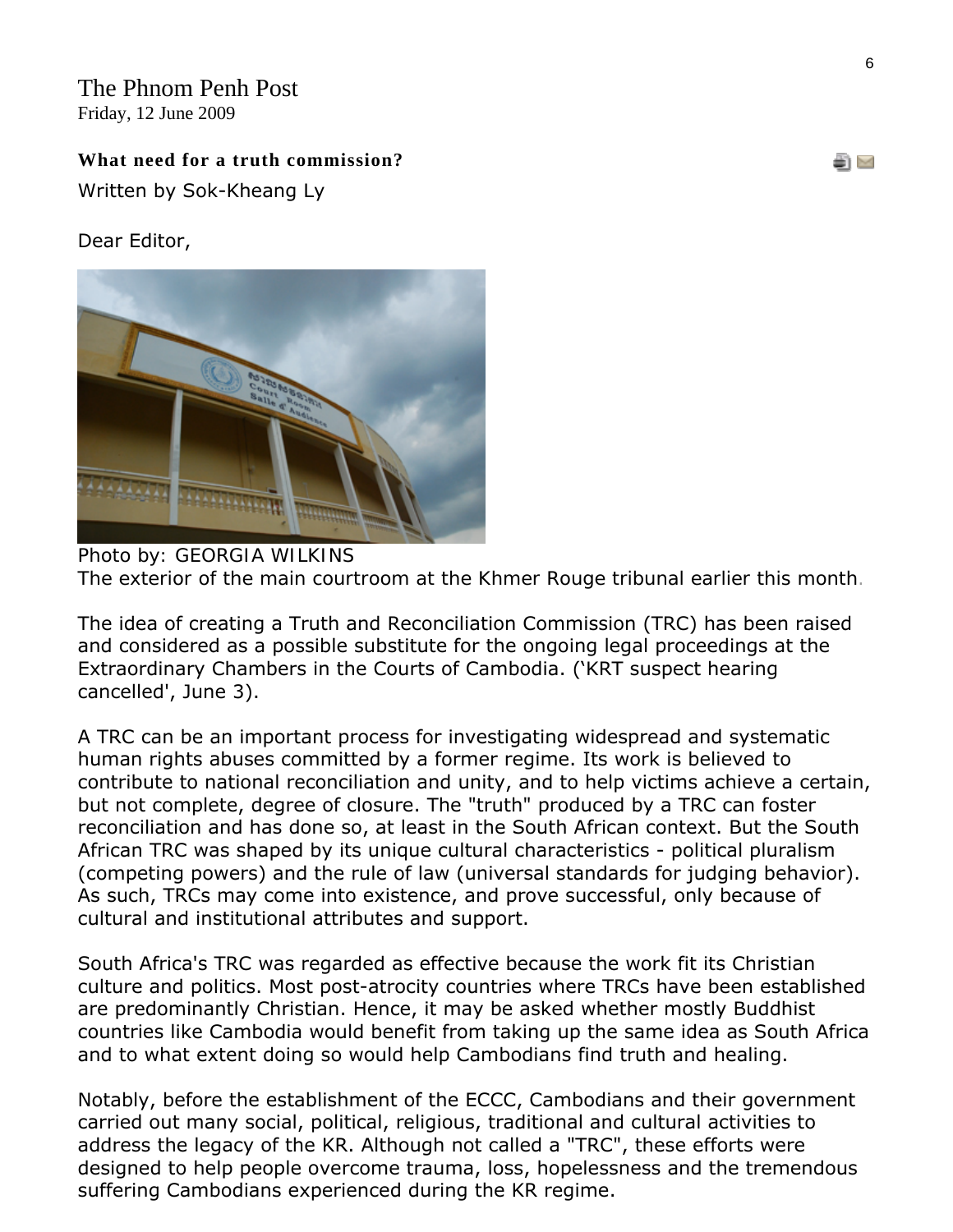The Phnom Penh Post
Friday, 12 June 2009

**What need for a truth commission?**

Written by Sok-Kheang Ly

Dear Editor,

Photo by: GEORGIA WILKINS
The exterior of the main courtroom at the Khmer Rouge tribunal earlier this month.

The idea of creating a Truth and Reconciliation Commission (TRC) has been raised and considered as a possible substitute for the ongoing legal proceedings at the Extraordinary Chambers in the Courts of Cambodia. ('KRT suspect hearing cancelled', June 3).

A TRC can be an important process for investigating widespread and systematic human rights abuses committed by a former regime. Its work is believed to contribute to national reconciliation and unity, and to help victims achieve a certain, but not complete, degree of closure. The "truth" produced by a TRC can foster reconciliation and has done so, at least in the South African context. But the South African TRC was shaped by its unique cultural characteristics - political pluralism (competing powers) and the rule of law (universal standards for judging behavior). As such, TRCs may come into existence, and prove successful, only because of cultural and institutional attributes and support.

South Africa's TRC was regarded as effective because the work fit its Christian culture and politics. Most post-atrocity countries where TRCs have been established are predominantly Christian. Hence, it may be asked whether mostly Buddhist countries like Cambodia would benefit from taking up the same idea as South Africa and to what extent doing so would help Cambodians find truth and healing.

Notably, before the establishment of the ECCC, Cambodians and their government carried out many social, political, religious, traditional and cultural activities to address the legacy of the KR. Although not called a "TRC", these efforts were designed to help people overcome trauma, loss, hopelessness and the tremendous suffering Cambodians experienced during the KR regime.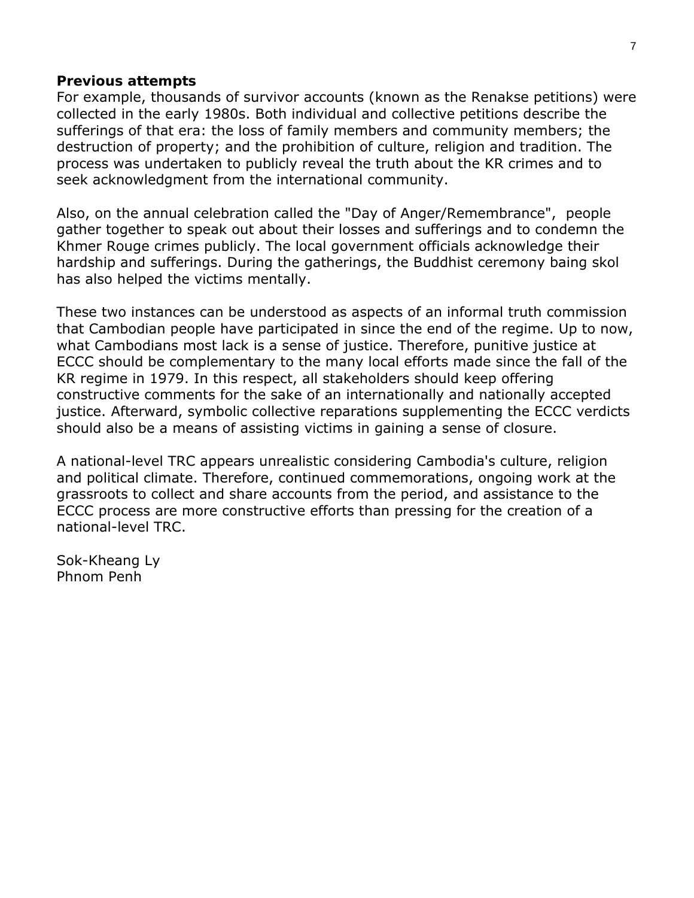**Previous attempts**

For example, thousands of survivor accounts (known as the Renakse petitions) were collected in the early 1980s. Both individual and collective petitions describe the sufferings of that era: the loss of family members and community members; the destruction of property; and the prohibition of culture, religion and tradition. The process was undertaken to publicly reveal the truth about the KR crimes and to seek acknowledgment from the international community.

Also, on the annual celebration called the "Day of Anger/Remembrance", people gather together to speak out about their losses and sufferings and to condemn the Khmer Rouge crimes publicly. The local government officials acknowledge their hardship and sufferings. During the gatherings, the Buddhist ceremony baing skol has also helped the victims mentally.

These two instances can be understood as aspects of an informal truth commission that Cambodian people have participated in since the end of the regime. Up to now, what Cambodians most lack is a sense of justice. Therefore, punitive justice at ECCC should be complementary to the many local efforts made since the fall of the KR regime in 1979. In this respect, all stakeholders should keep offering constructive comments for the sake of an internationally and nationally accepted justice. Afterward, symbolic collective reparations supplementing the ECCC verdicts should also be a means of assisting victims in gaining a sense of closure.

A national-level TRC appears unrealistic considering Cambodia's culture, religion and political climate. Therefore, continued commemorations, ongoing work at the grassroots to collect and share accounts from the period, and assistance to the ECCC process are more constructive efforts than pressing for the creation of a national-level TRC.

Sok-Kheang Ly  
Phnom Penh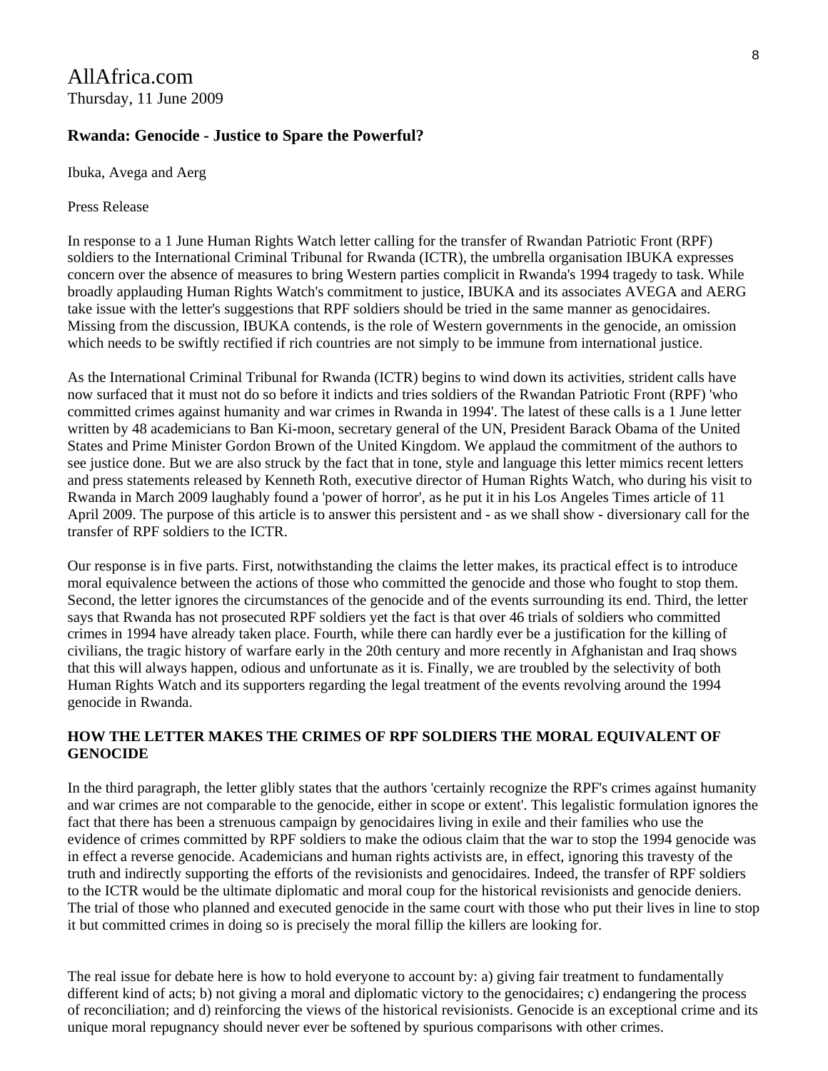AllAfrica.com
Thursday, 11 June 2009

## Rwanda: Genocide - Justice to Spare the Powerful?

Ibuka, Avega and Aerg

Press Release

In response to a 1 June Human Rights Watch letter calling for the transfer of Rwandan Patriotic Front (RPF) soldiers to the International Criminal Tribunal for Rwanda (ICTR), the umbrella organisation IBUKA expresses concern over the absence of measures to bring Western parties complicit in Rwanda's 1994 tragedy to task. While broadly applauding Human Rights Watch's commitment to justice, IBUKA and its associates AVEGA and AERG take issue with the letter's suggestions that RPF soldiers should be tried in the same manner as genocidaires. Missing from the discussion, IBUKA contends, is the role of Western governments in the genocide, an omission which needs to be swiftly rectified if rich countries are not simply to be immune from international justice.

As the International Criminal Tribunal for Rwanda (ICTR) begins to wind down its activities, strident calls have now surfaced that it must not do so before it indicts and tries soldiers of the Rwandan Patriotic Front (RPF) 'who committed crimes against humanity and war crimes in Rwanda in 1994'. The latest of these calls is a 1 June letter written by 48 academicians to Ban Ki-moon, secretary general of the UN, President Barack Obama of the United States and Prime Minister Gordon Brown of the United Kingdom. We applaud the commitment of the authors to see justice done. But we are also struck by the fact that in tone, style and language this letter mimics recent letters and press statements released by Kenneth Roth, executive director of Human Rights Watch, who during his visit to Rwanda in March 2009 laughably found a 'power of horror', as he put it in his Los Angeles Times article of 11 April 2009. The purpose of this article is to answer this persistent and - as we shall show - diversionary call for the transfer of RPF soldiers to the ICTR.

Our response is in five parts. First, notwithstanding the claims the letter makes, its practical effect is to introduce moral equivalence between the actions of those who committed the genocide and those who fought to stop them. Second, the letter ignores the circumstances of the genocide and of the events surrounding its end. Third, the letter says that Rwanda has not prosecuted RPF soldiers yet the fact is that over 46 trials of soldiers who committed crimes in 1994 have already taken place. Fourth, while there can hardly ever be a justification for the killing of civilians, the tragic history of warfare early in the 20th century and more recently in Afghanistan and Iraq shows that this will always happen, odious and unfortunate as it is. Finally, we are troubled by the selectivity of both Human Rights Watch and its supporters regarding the legal treatment of the events revolving around the 1994 genocide in Rwanda.

### HOW THE LETTER MAKES THE CRIMES OF RPF SOLDIERS THE MORAL EQUIVALENT OF GENOCIDE

In the third paragraph, the letter glibly states that the authors 'certainly recognize the RPF's crimes against humanity and war crimes are not comparable to the genocide, either in scope or extent'. This legalistic formulation ignores the fact that there has been a strenuous campaign by genocidaires living in exile and their families who use the evidence of crimes committed by RPF soldiers to make the odious claim that the war to stop the 1994 genocide was in effect a reverse genocide. Academicians and human rights activists are, in effect, ignoring this travesty of the truth and indirectly supporting the efforts of the revisionists and genocidaires. Indeed, the transfer of RPF soldiers to the ICTR would be the ultimate diplomatic and moral coup for the historical revisionists and genocide deniers. The trial of those who planned and executed genocide in the same court with those who put their lives in line to stop it but committed crimes in doing so is precisely the moral fillip the killers are looking for.

The real issue for debate here is how to hold everyone to account by: a) giving fair treatment to fundamentally different kind of acts; b) not giving a moral and diplomatic victory to the genocidaires; c) endangering the process of reconciliation; and d) reinforcing the views of the historical revisionists. Genocide is an exceptional crime and its unique moral repugnancy should never ever be softened by spurious comparisons with other crimes.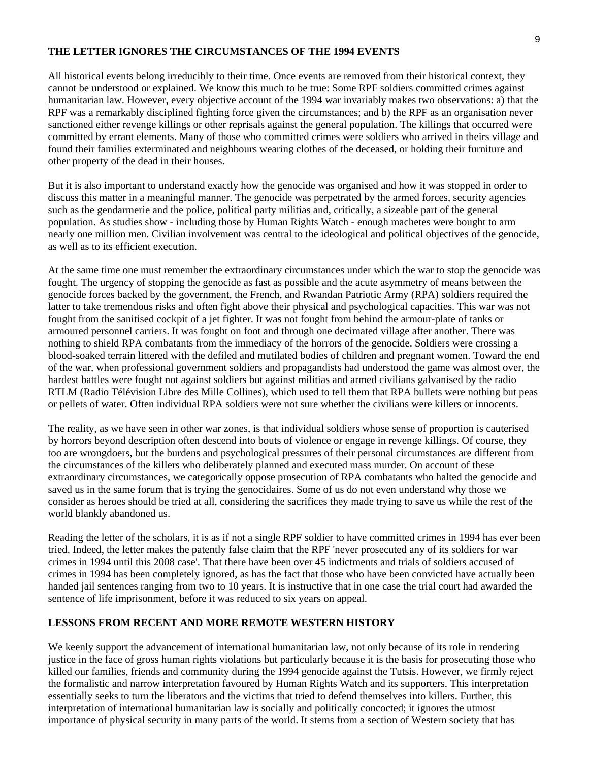## THE LETTER IGNORES THE CIRCUMSTANCES OF THE 1994 EVENTS

All historical events belong irreducibly to their time. Once events are removed from their historical context, they cannot be understood or explained. We know this much to be true: Some RPF soldiers committed crimes against humanitarian law. However, every objective account of the 1994 war invariably makes two observations: a) that the RPF was a remarkably disciplined fighting force given the circumstances; and b) the RPF as an organisation never sanctioned either revenge killings or other reprisals against the general population. The killings that occurred were committed by errant elements. Many of those who committed crimes were soldiers who arrived in theirs village and found their families exterminated and neighbours wearing clothes of the deceased, or holding their furniture and other property of the dead in their houses.

But it is also important to understand exactly how the genocide was organised and how it was stopped in order to discuss this matter in a meaningful manner. The genocide was perpetrated by the armed forces, security agencies such as the gendarmerie and the police, political party militias and, critically, a sizeable part of the general population. As studies show - including those by Human Rights Watch - enough machetes were bought to arm nearly one million men. Civilian involvement was central to the ideological and political objectives of the genocide, as well as to its efficient execution.

At the same time one must remember the extraordinary circumstances under which the war to stop the genocide was fought. The urgency of stopping the genocide as fast as possible and the acute asymmetry of means between the genocide forces backed by the government, the French, and Rwandan Patriotic Army (RPA) soldiers required the latter to take tremendous risks and often fight above their physical and psychological capacities. This war was not fought from the sanitised cockpit of a jet fighter. It was not fought from behind the armour-plate of tanks or armoured personnel carriers. It was fought on foot and through one decimated village after another. There was nothing to shield RPA combatants from the immediacy of the horrors of the genocide. Soldiers were crossing a blood-soaked terrain littered with the defiled and mutilated bodies of children and pregnant women. Toward the end of the war, when professional government soldiers and propagandists had understood the game was almost over, the hardest battles were fought not against soldiers but against militias and armed civilians galvanised by the radio RTLM (Radio Télévision Libre des Mille Collines), which used to tell them that RPA bullets were nothing but peas or pellets of water. Often individual RPA soldiers were not sure whether the civilians were killers or innocents.

The reality, as we have seen in other war zones, is that individual soldiers whose sense of proportion is cauterised by horrors beyond description often descend into bouts of violence or engage in revenge killings. Of course, they too are wrongdoers, but the burdens and psychological pressures of their personal circumstances are different from the circumstances of the killers who deliberately planned and executed mass murder. On account of these extraordinary circumstances, we categorically oppose prosecution of RPA combatants who halted the genocide and saved us in the same forum that is trying the genocidaires. Some of us do not even understand why those we consider as heroes should be tried at all, considering the sacrifices they made trying to save us while the rest of the world blankly abandoned us.

Reading the letter of the scholars, it is as if not a single RPF soldier to have committed crimes in 1994 has ever been tried. Indeed, the letter makes the patently false claim that the RPF 'never prosecuted any of its soldiers for war crimes in 1994 until this 2008 case'. That there have been over 45 indictments and trials of soldiers accused of crimes in 1994 has been completely ignored, as has the fact that those who have been convicted have actually been handed jail sentences ranging from two to 10 years. It is instructive that in one case the trial court had awarded the sentence of life imprisonment, before it was reduced to six years on appeal.

## LESSONS FROM RECENT AND MORE REMOTE WESTERN HISTORY

We keenly support the advancement of international humanitarian law, not only because of its role in rendering justice in the face of gross human rights violations but particularly because it is the basis for prosecuting those who killed our families, friends and community during the 1994 genocide against the Tutsis. However, we firmly reject the formalistic and narrow interpretation favoured by Human Rights Watch and its supporters. This interpretation essentially seeks to turn the liberators and the victims that tried to defend themselves into killers. Further, this interpretation of international humanitarian law is socially and politically concocted; it ignores the utmost importance of physical security in many parts of the world. It stems from a section of Western society that has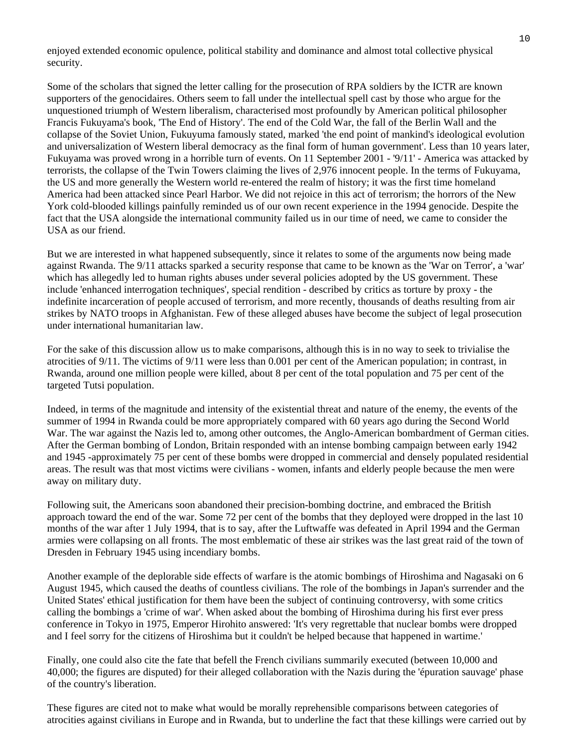enjoyed extended economic opulence, political stability and dominance and almost total collective physical security.

Some of the scholars that signed the letter calling for the prosecution of RPA soldiers by the ICTR are known supporters of the genocidaires. Others seem to fall under the intellectual spell cast by those who argue for the unquestioned triumph of Western liberalism, characterised most profoundly by American political philosopher Francis Fukuyama's book, 'The End of History'. The end of the Cold War, the fall of the Berlin Wall and the collapse of the Soviet Union, Fukuyuma famously stated, marked 'the end point of mankind's ideological evolution and universalization of Western liberal democracy as the final form of human government'. Less than 10 years later, Fukuyama was proved wrong in a horrible turn of events. On 11 September 2001 - '9/11' - America was attacked by terrorists, the collapse of the Twin Towers claiming the lives of 2,976 innocent people. In the terms of Fukuyama, the US and more generally the Western world re-entered the realm of history; it was the first time homeland America had been attacked since Pearl Harbor. We did not rejoice in this act of terrorism; the horrors of the New York cold-blooded killings painfully reminded us of our own recent experience in the 1994 genocide. Despite the fact that the USA alongside the international community failed us in our time of need, we came to consider the USA as our friend.

But we are interested in what happened subsequently, since it relates to some of the arguments now being made against Rwanda. The 9/11 attacks sparked a security response that came to be known as the 'War on Terror', a 'war' which has allegedly led to human rights abuses under several policies adopted by the US government. These include 'enhanced interrogation techniques', special rendition - described by critics as torture by proxy - the indefinite incarceration of people accused of terrorism, and more recently, thousands of deaths resulting from air strikes by NATO troops in Afghanistan. Few of these alleged abuses have become the subject of legal prosecution under international humanitarian law.

For the sake of this discussion allow us to make comparisons, although this is in no way to seek to trivialise the atrocities of 9/11. The victims of 9/11 were less than 0.001 per cent of the American population; in contrast, in Rwanda, around one million people were killed, about 8 per cent of the total population and 75 per cent of the targeted Tutsi population.

Indeed, in terms of the magnitude and intensity of the existential threat and nature of the enemy, the events of the summer of 1994 in Rwanda could be more appropriately compared with 60 years ago during the Second World War. The war against the Nazis led to, among other outcomes, the Anglo-American bombardment of German cities. After the German bombing of London, Britain responded with an intense bombing campaign between early 1942 and 1945 -approximately 75 per cent of these bombs were dropped in commercial and densely populated residential areas. The result was that most victims were civilians - women, infants and elderly people because the men were away on military duty.

Following suit, the Americans soon abandoned their precision-bombing doctrine, and embraced the British approach toward the end of the war. Some 72 per cent of the bombs that they deployed were dropped in the last 10 months of the war after 1 July 1994, that is to say, after the Luftwaffe was defeated in April 1994 and the German armies were collapsing on all fronts. The most emblematic of these air strikes was the last great raid of the town of Dresden in February 1945 using incendiary bombs.

Another example of the deplorable side effects of warfare is the atomic bombings of Hiroshima and Nagasaki on 6 August 1945, which caused the deaths of countless civilians. The role of the bombings in Japan's surrender and the United States' ethical justification for them have been the subject of continuing controversy, with some critics calling the bombings a 'crime of war'. When asked about the bombing of Hiroshima during his first ever press conference in Tokyo in 1975, Emperor Hirohito answered: 'It's very regrettable that nuclear bombs were dropped and I feel sorry for the citizens of Hiroshima but it couldn't be helped because that happened in wartime.'

Finally, one could also cite the fate that befell the French civilians summarily executed (between 10,000 and 40,000; the figures are disputed) for their alleged collaboration with the Nazis during the 'épuration sauvage' phase of the country's liberation.

These figures are cited not to make what would be morally reprehensible comparisons between categories of atrocities against civilians in Europe and in Rwanda, but to underline the fact that these killings were carried out by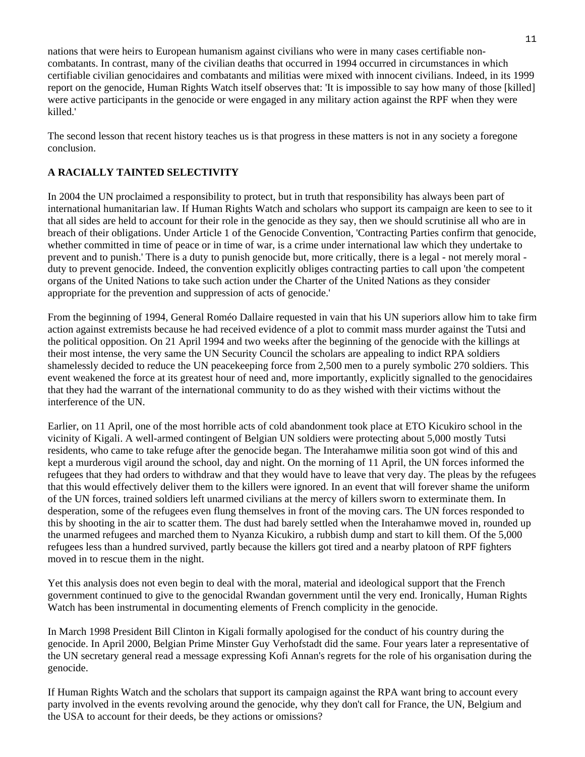nations that were heirs to European humanism against civilians who were in many cases certifiable non-combatants. In contrast, many of the civilian deaths that occurred in 1994 occurred in circumstances in which certifiable civilian genocidaires and combatants and militias were mixed with innocent civilians. Indeed, in its 1999 report on the genocide, Human Rights Watch itself observes that: 'It is impossible to say how many of those [killed] were active participants in the genocide or were engaged in any military action against the RPF when they were killed.'

The second lesson that recent history teaches us is that progress in these matters is not in any society a foregone conclusion.

**A RACIALLY TAINTED SELECTIVITY**

In 2004 the UN proclaimed a responsibility to protect, but in truth that responsibility has always been part of international humanitarian law. If Human Rights Watch and scholars who support its campaign are keen to see to it that all sides are held to account for their role in the genocide as they say, then we should scrutinise all who are in breach of their obligations. Under Article 1 of the Genocide Convention, 'Contracting Parties confirm that genocide, whether committed in time of peace or in time of war, is a crime under international law which they undertake to prevent and to punish.' There is a duty to punish genocide but, more critically, there is a legal - not merely moral - duty to prevent genocide. Indeed, the convention explicitly obliges contracting parties to call upon 'the competent organs of the United Nations to take such action under the Charter of the United Nations as they consider appropriate for the prevention and suppression of acts of genocide.'

From the beginning of 1994, General Roméo Dallaire requested in vain that his UN superiors allow him to take firm action against extremists because he had received evidence of a plot to commit mass murder against the Tutsi and the political opposition. On 21 April 1994 and two weeks after the beginning of the genocide with the killings at their most intense, the very same the UN Security Council the scholars are appealing to indict RPA soldiers shamelessly decided to reduce the UN peacekeeping force from 2,500 men to a purely symbolic 270 soldiers. This event weakened the force at its greatest hour of need and, more importantly, explicitly signalled to the genocidaires that they had the warrant of the international community to do as they wished with their victims without the interference of the UN.

Earlier, on 11 April, one of the most horrible acts of cold abandonment took place at ETO Kicukiro school in the vicinity of Kigali. A well-armed contingent of Belgian UN soldiers were protecting about 5,000 mostly Tutsi residents, who came to take refuge after the genocide began. The Interahamwe militia soon got wind of this and kept a murderous vigil around the school, day and night. On the morning of 11 April, the UN forces informed the refugees that they had orders to withdraw and that they would have to leave that very day. The pleas by the refugees that this would effectively deliver them to the killers were ignored. In an event that will forever shame the uniform of the UN forces, trained soldiers left unarmed civilians at the mercy of killers sworn to exterminate them. In desperation, some of the refugees even flung themselves in front of the moving cars. The UN forces responded to this by shooting in the air to scatter them. The dust had barely settled when the Interahamwe moved in, rounded up the unarmed refugees and marched them to Nyanza Kicukiro, a rubbish dump and start to kill them. Of the 5,000 refugees less than a hundred survived, partly because the killers got tired and a nearby platoon of RPF fighters moved in to rescue them in the night.

Yet this analysis does not even begin to deal with the moral, material and ideological support that the French government continued to give to the genocidal Rwandan government until the very end. Ironically, Human Rights Watch has been instrumental in documenting elements of French complicity in the genocide.

In March 1998 President Bill Clinton in Kigali formally apologised for the conduct of his country during the genocide. In April 2000, Belgian Prime Minster Guy Verhofstadt did the same. Four years later a representative of the UN secretary general read a message expressing Kofi Annan's regrets for the role of his organisation during the genocide.

If Human Rights Watch and the scholars that support its campaign against the RPA want bring to account every party involved in the events revolving around the genocide, why they don't call for France, the UN, Belgium and the USA to account for their deeds, be they actions or omissions?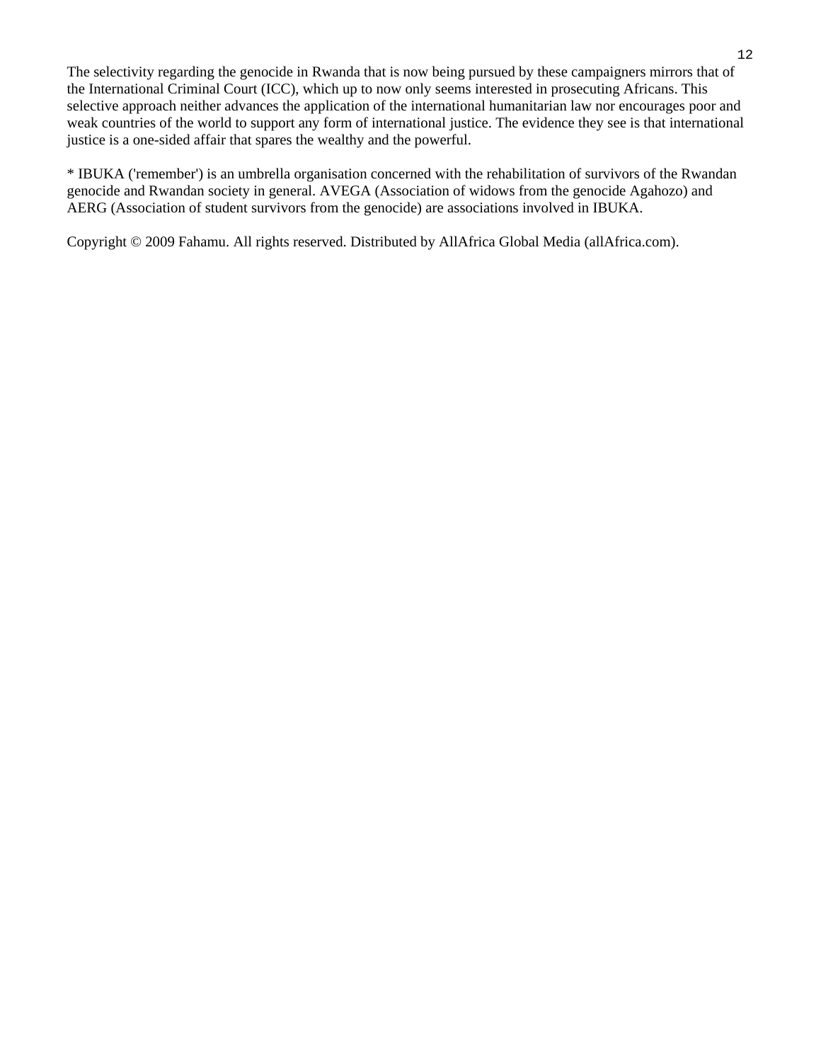The selectivity regarding the genocide in Rwanda that is now being pursued by these campaigners mirrors that of the International Criminal Court (ICC), which up to now only seems interested in prosecuting Africans. This selective approach neither advances the application of the international humanitarian law nor encourages poor and weak countries of the world to support any form of international justice. The evidence they see is that international justice is a one-sided affair that spares the wealthy and the powerful.

* IBUKA ('remember') is an umbrella organisation concerned with the rehabilitation of survivors of the Rwandan genocide and Rwandan society in general. AVEGA (Association of widows from the genocide Agahozo) and AERG (Association of student survivors from the genocide) are associations involved in IBUKA.

Copyright © 2009 Fahamu. All rights reserved. Distributed by AllAfrica Global Media (allAfrica.com).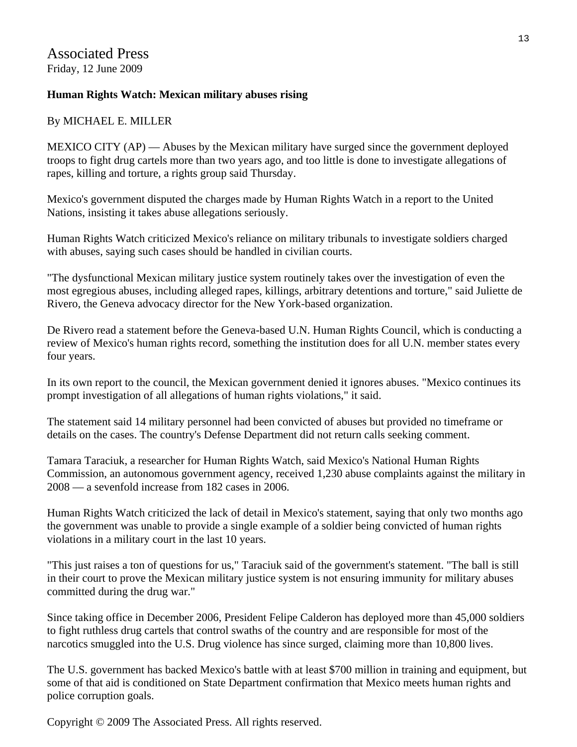Associated Press
Friday, 12 June 2009

**Human Rights Watch: Mexican military abuses rising**

By MICHAEL E. MILLER

MEXICO CITY (AP) — Abuses by the Mexican military have surged since the government deployed troops to fight drug cartels more than two years ago, and too little is done to investigate allegations of rapes, killing and torture, a rights group said Thursday.

Mexico's government disputed the charges made by Human Rights Watch in a report to the United Nations, insisting it takes abuse allegations seriously.

Human Rights Watch criticized Mexico's reliance on military tribunals to investigate soldiers charged with abuses, saying such cases should be handled in civilian courts.

"The dysfunctional Mexican military justice system routinely takes over the investigation of even the most egregious abuses, including alleged rapes, killings, arbitrary detentions and torture," said Juliette de Rivero, the Geneva advocacy director for the New York-based organization.

De Rivero read a statement before the Geneva-based U.N. Human Rights Council, which is conducting a review of Mexico's human rights record, something the institution does for all U.N. member states every four years.

In its own report to the council, the Mexican government denied it ignores abuses. "Mexico continues its prompt investigation of all allegations of human rights violations," it said.

The statement said 14 military personnel had been convicted of abuses but provided no timeframe or details on the cases. The country's Defense Department did not return calls seeking comment.

Tamara Taraciuk, a researcher for Human Rights Watch, said Mexico's National Human Rights Commission, an autonomous government agency, received 1,230 abuse complaints against the military in 2008 — a sevenfold increase from 182 cases in 2006.

Human Rights Watch criticized the lack of detail in Mexico's statement, saying that only two months ago the government was unable to provide a single example of a soldier being convicted of human rights violations in a military court in the last 10 years.

"This just raises a ton of questions for us," Taraciuk said of the government's statement. "The ball is still in their court to prove the Mexican military justice system is not ensuring immunity for military abuses committed during the drug war."

Since taking office in December 2006, President Felipe Calderon has deployed more than 45,000 soldiers to fight ruthless drug cartels that control swaths of the country and are responsible for most of the narcotics smuggled into the U.S. Drug violence has since surged, claiming more than 10,800 lives.

The U.S. government has backed Mexico's battle with at least $700 million in training and equipment, but some of that aid is conditioned on State Department confirmation that Mexico meets human rights and police corruption goals.

Copyright © 2009 The Associated Press. All rights reserved.